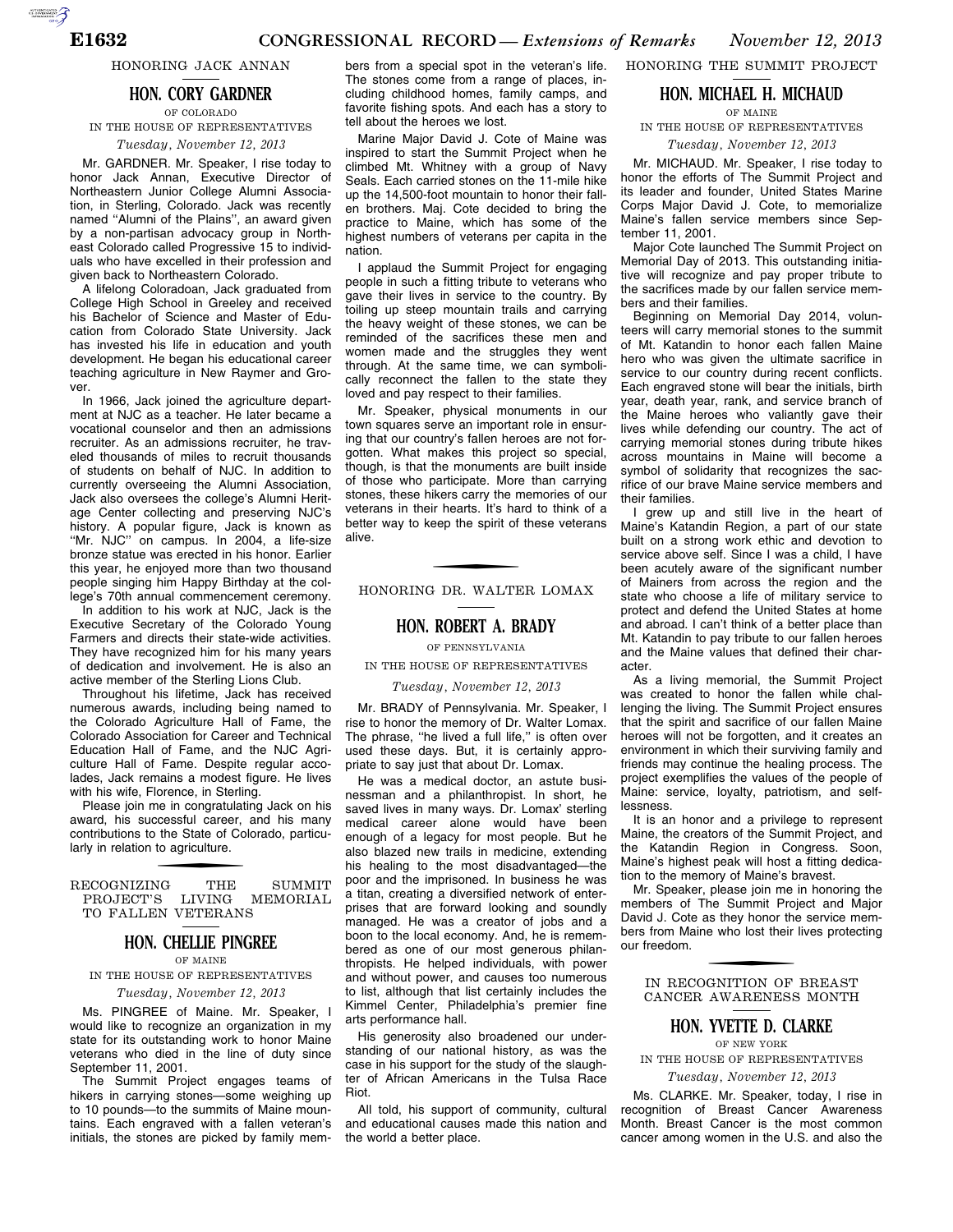## HONORING JACK ANNAN

### HON. CORY GARDNER

OF COLORADO

IN THE HOUSE OF REPRESENTATIVES

*Tuesday, November 12, 2013*

Mr. GARDNER. Mr. Speaker, I rise today to honor Jack Annan, Executive Director of Northeastern Junior College Alumni Association, in Sterling, Colorado. Jack was recently named ''Alumni of the Plains'', an award given by a non-partisan advocacy group in Northeast Colorado called Progressive 15 to individuals who have excelled in their profession and given back to Northeastern Colorado.

A lifelong Coloradoan, Jack graduated from College High School in Greeley and received his Bachelor of Science and Master of Education from Colorado State University. Jack has invested his life in education and youth development. He began his educational career teaching agriculture in New Raymer and Grover.

In 1966, Jack joined the agriculture department at NJC as a teacher. He later became a vocational counselor and then an admissions recruiter. As an admissions recruiter, he traveled thousands of miles to recruit thousands of students on behalf of NJC. In addition to currently overseeing the Alumni Association, Jack also oversees the college's Alumni Heritage Center collecting and preserving NJC's history. A popular figure, Jack is known as ''Mr. NJC'' on campus. In 2004, a life-size bronze statue was erected in his honor. Earlier this year, he enjoyed more than two thousand people singing him Happy Birthday at the college's 70th annual commencement ceremony.

In addition to his work at NJC, Jack is the Executive Secretary of the Colorado Young Farmers and directs their state-wide activities. They have recognized him for his many years of dedication and involvement. He is also an active member of the Sterling Lions Club.

Throughout his lifetime, Jack has received numerous awards, including being named to the Colorado Agriculture Hall of Fame, the Colorado Association for Career and Technical Education Hall of Fame, and the NJC Agriculture Hall of Fame. Despite regular accolades, Jack remains a modest figure. He lives with his wife, Florence, in Sterling.

Please join me in congratulating Jack on his award, his successful career, and his many contributions to the State of Colorado, particularly in relation to agriculture.

## RECOGNIZING THE SUMMIT PROJECT'S LIVING MEMORIAL TO FALLEN VETERANS

### HON. CHELLIE PINGREE

OF MAINE

IN THE HOUSE OF REPRESENTATIVES

*Tuesday, November 12, 2013*

Ms. PINGREE of Maine. Mr. Speaker, I would like to recognize an organization in my state for its outstanding work to honor Maine veterans who died in the line of duty since September 11, 2001.

The Summit Project engages teams of hikers in carrying stones—some weighing up to 10 pounds—to the summits of Maine mountains. Each engraved with a fallen veteran's initials, the stones are picked by family members from a special spot in the veteran's life. The stones come from a range of places, including childhood homes, family camps, and favorite fishing spots. And each has a story to tell about the heroes we lost.

Marine Major David J. Cote of Maine was inspired to start the Summit Project when he climbed Mt. Whitney with a group of Navy Seals. Each carried stones on the 11-mile hike up the 14,500-foot mountain to honor their fallen brothers. Maj. Cote decided to bring the practice to Maine, which has some of the highest numbers of veterans per capita in the nation.

I applaud the Summit Project for engaging people in such a fitting tribute to veterans who gave their lives in service to the country. By toiling up steep mountain trails and carrying the heavy weight of these stones, we can be reminded of the sacrifices these men and women made and the struggles they went through. At the same time, we can symbolically reconnect the fallen to the state they loved and pay respect to their families.

Mr. Speaker, physical monuments in our town squares serve an important role in ensuring that our country's fallen heroes are not forgotten. What makes this project so special, though, is that the monuments are built inside of those who participate. More than carrying stones, these hikers carry the memories of our veterans in their hearts. It's hard to think of a better way to keep the spirit of these veterans alive.

## HONORING DR. WALTER LOMAX

### HON. ROBERT A. BRADY

OF PENNSYLVANIA

IN THE HOUSE OF REPRESENTATIVES

*Tuesday, November 12, 2013*

Mr. BRADY of Pennsylvania. Mr. Speaker, I rise to honor the memory of Dr. Walter Lomax. The phrase, ''he lived a full life,'' is often over used these days. But, it is certainly appropriate to say just that about Dr. Lomax.

He was a medical doctor, an astute businessman and a philanthropist. In short, he saved lives in many ways. Dr. Lomax' sterling medical career alone would have been enough of a legacy for most people. But he also blazed new trails in medicine, extending his healing to the most disadvantaged—the poor and the imprisoned. In business he was a titan, creating a diversified network of enterprises that are forward looking and soundly managed. He was a creator of jobs and a boon to the local economy. And, he is remembered as one of our most generous philanthropists. He helped individuals, with power and without power, and causes too numerous to list, although that list certainly includes the Kimmel Center, Philadelphia's premier fine arts performance hall.

His generosity also broadened our understanding of our national history, as was the case in his support for the study of the slaughter of African Americans in the Tulsa Race Riot.

All told, his support of community, cultural and educational causes made this nation and the world a better place.

## HONORING THE SUMMIT PROJECT

### HON. MICHAEL H. MICHAUD

OF MAINE

IN THE HOUSE OF REPRESENTATIVES

*Tuesday, November 12, 2013*

Mr. MICHAUD. Mr. Speaker, I rise today to honor the efforts of The Summit Project and its leader and founder, United States Marine Corps Major David J. Cote, to memorialize Maine's fallen service members since September 11, 2001.

Major Cote launched The Summit Project on Memorial Day of 2013. This outstanding initiative will recognize and pay proper tribute to the sacrifices made by our fallen service members and their families.

Beginning on Memorial Day 2014, volunteers will carry memorial stones to the summit of Mt. Katandin to honor each fallen Maine hero who was given the ultimate sacrifice in service to our country during recent conflicts. Each engraved stone will bear the initials, birth year, death year, rank, and service branch of the Maine heroes who valiantly gave their lives while defending our country. The act of carrying memorial stones during tribute hikes across mountains in Maine will become a symbol of solidarity that recognizes the sacrifice of our brave Maine service members and their families.

I grew up and still live in the heart of Maine's Katandin Region, a part of our state built on a strong work ethic and devotion to service above self. Since I was a child, I have been acutely aware of the significant number of Mainers from across the region and the state who choose a life of military service to protect and defend the United States at home and abroad. I can't think of a better place than Mt. Katandin to pay tribute to our fallen heroes and the Maine values that defined their character.

As a living memorial, the Summit Project was created to honor the fallen while challenging the living. The Summit Project ensures that the spirit and sacrifice of our fallen Maine heroes will not be forgotten, and it creates an environment in which their surviving family and friends may continue the healing process. The project exemplifies the values of the people of Maine: service, loyalty, patriotism, and selflessness.

It is an honor and a privilege to represent Maine, the creators of the Summit Project, and the Katandin Region in Congress. Soon, Maine's highest peak will host a fitting dedication to the memory of Maine's bravest.

Mr. Speaker, please join me in honoring the members of The Summit Project and Major David J. Cote as they honor the service members from Maine who lost their lives protecting our freedom.

## IN RECOGNITION OF BREAST CANCER AWARENESS MONTH

### HON. YVETTE D. CLARKE

OF NEW YORK

IN THE HOUSE OF REPRESENTATIVES

*Tuesday, November 12, 2013*

Ms. CLARKE. Mr. Speaker, today, I rise in recognition of Breast Cancer Awareness Month. Breast Cancer is the most common cancer among women in the U.S. and also the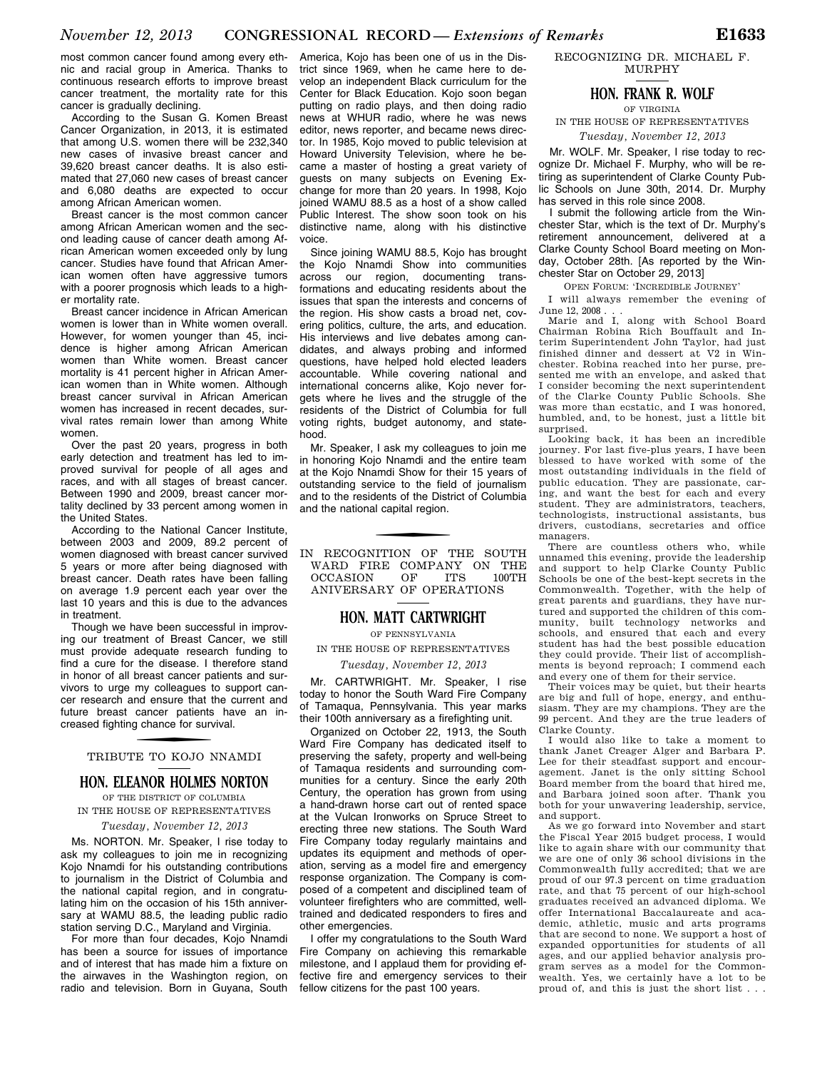most common cancer found among every ethnic and racial group in America. Thanks to continuous research efforts to improve breast cancer treatment, the mortality rate for this cancer is gradually declining.

According to the Susan G. Komen Breast Cancer Organization, in 2013, it is estimated that among U.S. women there will be 232,340 new cases of invasive breast cancer and 39,620 breast cancer deaths. It is also estimated that 27,060 new cases of breast cancer and 6,080 deaths are expected to occur among African American women.

Breast cancer is the most common cancer among African American women and the second leading cause of cancer death among African American women exceeded only by lung cancer. Studies have found that African American women often have aggressive tumors with a poorer prognosis which leads to a higher mortality rate.

Breast cancer incidence in African American women is lower than in White women overall. However, for women younger than 45, incidence is higher among African American women than White women. Breast cancer mortality is 41 percent higher in African American women than in White women. Although breast cancer survival in African American women has increased in recent decades, survival rates remain lower than among White women.

Over the past 20 years, progress in both early detection and treatment has led to improved survival for people of all ages and races, and with all stages of breast cancer. Between 1990 and 2009, breast cancer mortality declined by 33 percent among women in the United States.

According to the National Cancer Institute, between 2003 and 2009, 89.2 percent of women diagnosed with breast cancer survived 5 years or more after being diagnosed with breast cancer. Death rates have been falling on average 1.9 percent each year over the last 10 years and this is due to the advances in treatment.

Though we have been successful in improving our treatment of Breast Cancer, we still must provide adequate research funding to find a cure for the disease. I therefore stand in honor of all breast cancer patients and survivors to urge my colleagues to support cancer research and ensure that the current and future breast cancer patients have an increased fighting chance for survival.

## TRIBUTE TO KOJO NNAMDI

### HON. ELEANOR HOLMES NORTON

OF THE DISTRICT OF COLUMBIA

IN THE HOUSE OF REPRESENTATIVES

*Tuesday, November 12, 2013*

Ms. NORTON. Mr. Speaker, I rise today to ask my colleagues to join me in recognizing Kojo Nnamdi for his outstanding contributions to journalism in the District of Columbia and the national capital region, and in congratulating him on the occasion of his 15th anniversary at WAMU 88.5, the leading public radio station serving D.C., Maryland and Virginia.

For more than four decades, Kojo Nnamdi has been a source for issues of importance and of interest that has made him a fixture on the airwaves in the Washington region, on radio and television. Born in Guyana, South America, Kojo has been one of us in the District since 1969, when he came here to develop an independent Black curriculum for the Center for Black Education. Kojo soon began putting on radio plays, and then doing radio news at WHUR radio, where he was news editor, news reporter, and became news director. In 1985, Kojo moved to public television at Howard University Television, where he became a master of hosting a great variety of guests on many subjects on Evening Exchange for more than 20 years. In 1998, Kojo joined WAMU 88.5 as a host of a show called Public Interest. The show soon took on his distinctive name, along with his distinctive voice.

Since joining WAMU 88.5, Kojo has brought the Kojo Nnamdi Show into communities across our region, documenting transformations and educating residents about the issues that span the interests and concerns of the region. His show casts a broad net, covering politics, culture, the arts, and education. His interviews and live debates among candidates, and always probing and informed questions, have helped hold elected leaders accountable. While covering national and international concerns alike, Kojo never forgets where he lives and the struggle of the residents of the District of Columbia for full voting rights, budget autonomy, and statehood.

Mr. Speaker, I ask my colleagues to join me in honoring Kojo Nnamdi and the entire team at the Kojo Nnamdi Show for their 15 years of outstanding service to the field of journalism and to the residents of the District of Columbia and the national capital region.

## IN RECOGNITION OF THE SOUTH WARD FIRE COMPANY ON THE OCCASION OF ITS 100TH ANIVERSARY OF OPERATIONS

### HON. MATT CARTWRIGHT

OF PENNSYLVANIA

IN THE HOUSE OF REPRESENTATIVES

*Tuesday, November 12, 2013*

Mr. CARTWRIGHT. Mr. Speaker, I rise today to honor the South Ward Fire Company of Tamaqua, Pennsylvania. This year marks their 100th anniversary as a firefighting unit.

Organized on October 22, 1913, the South Ward Fire Company has dedicated itself to preserving the safety, property and well-being of Tamaqua residents and surrounding communities for a century. Since the early 20th Century, the operation has grown from using a hand-drawn horse cart out of rented space at the Vulcan Ironworks on Spruce Street to erecting three new stations. The South Ward Fire Company today regularly maintains and updates its equipment and methods of operation, serving as a model fire and emergency response organization. The Company is composed of a competent and disciplined team of volunteer firefighters who are committed, well-trained and dedicated responders to fires and other emergencies.

I offer my congratulations to the South Ward Fire Company on achieving this remarkable milestone, and I applaud them for providing effective fire and emergency services to their fellow citizens for the past 100 years.

## RECOGNIZING DR. MICHAEL F. MURPHY

### HON. FRANK R. WOLF

OF VIRGINIA

IN THE HOUSE OF REPRESENTATIVES

*Tuesday, November 12, 2013*

Mr. WOLF. Mr. Speaker, I rise today to recognize Dr. Michael F. Murphy, who will be retiring as superintendent of Clarke County Public Schools on June 30th, 2014. Dr. Murphy has served in this role since 2008.

I submit the following article from the Winchester Star, which is the text of Dr. Murphy's retirement announcement, delivered at a Clarke County School Board meeting on Monday, October 28th. [As reported by the Winchester Star on October 29, 2013]

OPEN FORUM: 'INCREDIBLE JOURNEY'

I will always remember the evening of June 12, 2008 . . .

Marie and I, along with School Board Chairman Robina Rich Bouffault and Interim Superintendent John Taylor, had just finished dinner and dessert at V2 in Winchester. Robina reached into her purse, presented me with an envelope, and asked that I consider becoming the next superintendent of the Clarke County Public Schools. She was more than ecstatic, and I was honored, humbled, and, to be honest, just a little bit surprised.

Looking back, it has been an incredible journey. For last five-plus years, I have been blessed to have worked with some of the most outstanding individuals in the field of public education. They are passionate, caring, and want the best for each and every student. They are administrators, teachers, technologists, instructional assistants, bus drivers, custodians, secretaries and office managers.

There are countless others who, while unnamed this evening, provide the leadership and support to help Clarke County Public Schools be one of the best-kept secrets in the Commonwealth. Together, with the help of great parents and guardians, they have nurtured and supported the children of this community, built technology networks and schools, and ensured that each and every student has had the best possible education they could provide. Their list of accomplishments is beyond reproach; I commend each and every one of them for their service.

Their voices may be quiet, but their hearts are big and full of hope, energy, and enthusiasm. They are my champions. They are the 99 percent. And they are the true leaders of Clarke County.

I would also like to take a moment to thank Janet Creager Alger and Barbara P. Lee for their steadfast support and encouragement. Janet is the only sitting School Board member from the board that hired me, and Barbara joined soon after. Thank you both for your unwavering leadership, service, and support.

As we go forward into November and start the Fiscal Year 2015 budget process, I would like to again share with our community that we are one of only 36 school divisions in the Commonwealth fully accredited; that we are proud of our 97.3 percent on time graduation rate, and that 75 percent of our high-school graduates received an advanced diploma. We offer International Baccalaureate and academic, athletic, music and arts programs that are second to none. We support a host of expanded opportunities for students of all ages, and our applied behavior analysis program serves as a model for the Commonwealth. Yes, we certainly have a lot to be proud of, and this is just the short list . . .